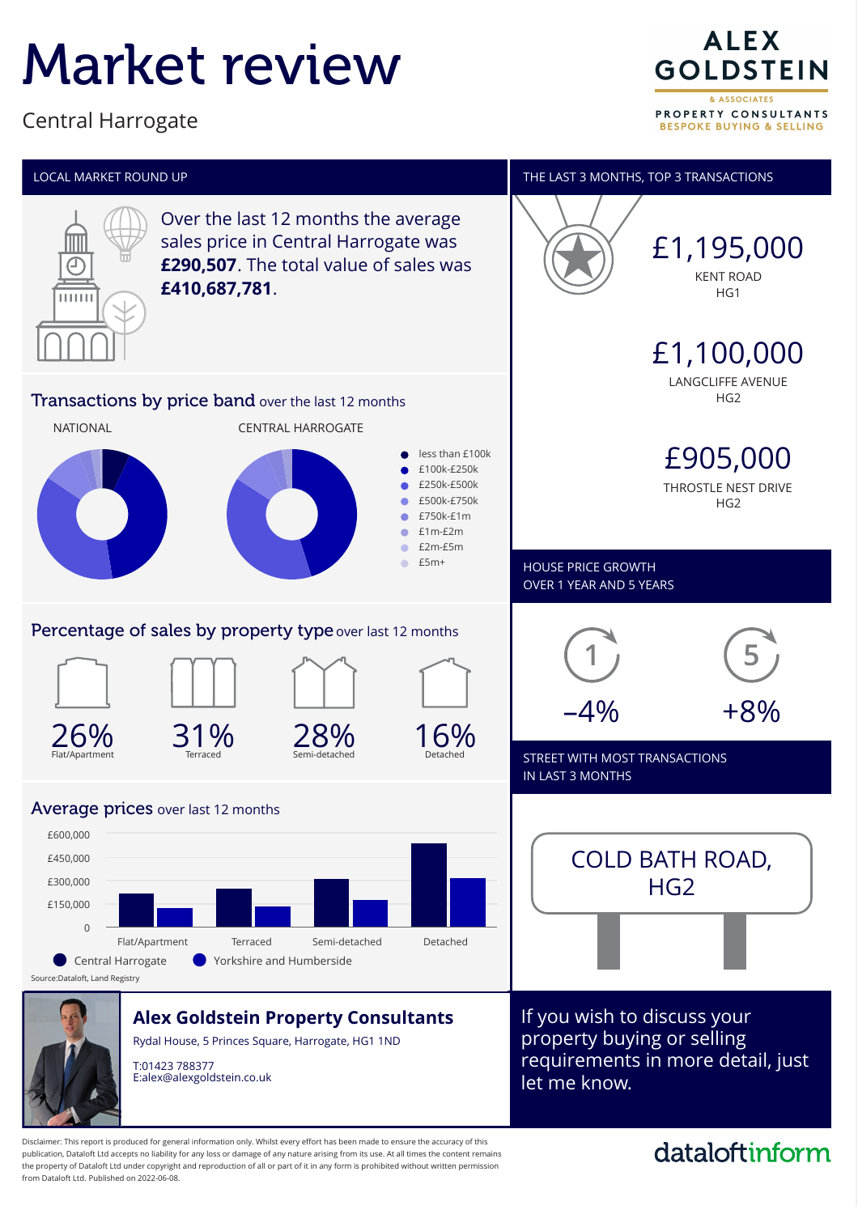# Market review

Central Harrogate

**ALEX GOLDSTEIN**
& ASSOCIATES
PROPERTY CONSULTANTS
BESPOKE BUYING & SELLING

## LOCAL MARKET ROUND UP

Over the last 12 months the average sales price in Central Harrogate was **£290,507**. The total value of sales was **£410,687,781**.

## Transactions by price band over the last 12 months

NATIONAL

CENTRAL HARROGATE

- less than £100k
- £100k-£250k
- £250k-£500k
- £500k-£750k
- £750k-£1m
- £1m-£2m
- £2m-£5m
- £5m+

## Percentage of sales by property type over last 12 months

| 26% | 31% | 28% | 16% |
|---|---|---|---|
| Flat/Apartment | Terraced | Semi-detached | Detached |

## Average prices over last 12 months

£600,000
£450,000
£300,000
£150,000
0

Flat/Apartment, Terraced, Semi-detached, Detached

● Central Harrogate ● Yorkshire and Humberside

Source:Dataloft, Land Registry

## THE LAST 3 MONTHS, TOP 3 TRANSACTIONS

**£1,195,000**
KENT ROAD
HG1

**£1,100,000**
LANGCLIFFE AVENUE
HG2

**£905,000**
THROSTLE NEST DRIVE
HG2

## HOUSE PRICE GROWTH OVER 1 YEAR AND 5 YEARS

| 1 | 5 |
|---|---|
| -4% | +8% |

## STREET WITH MOST TRANSACTIONS IN LAST 3 MONTHS

COLD BATH ROAD, HG2

## Alex Goldstein Property Consultants

Rydal House, 5 Princes Square, Harrogate, HG1 1ND

T:01423 788377
E:alex@alexgoldstein.co.uk

If you wish to discuss your property buying or selling requirements in more detail, just let me know.

Disclaimer: This report is produced for general information only. Whilst every effort has been made to ensure the accuracy of this publication, Dataloft Ltd accepts no liability for any loss or damage of any nature arising from its use. At all times the content remains the property of Dataloft Ltd under copyright and reproduction of all or part of it in any form is prohibited without written permission from Dataloft Ltd. Published on 2022-06-08.

dataloftinform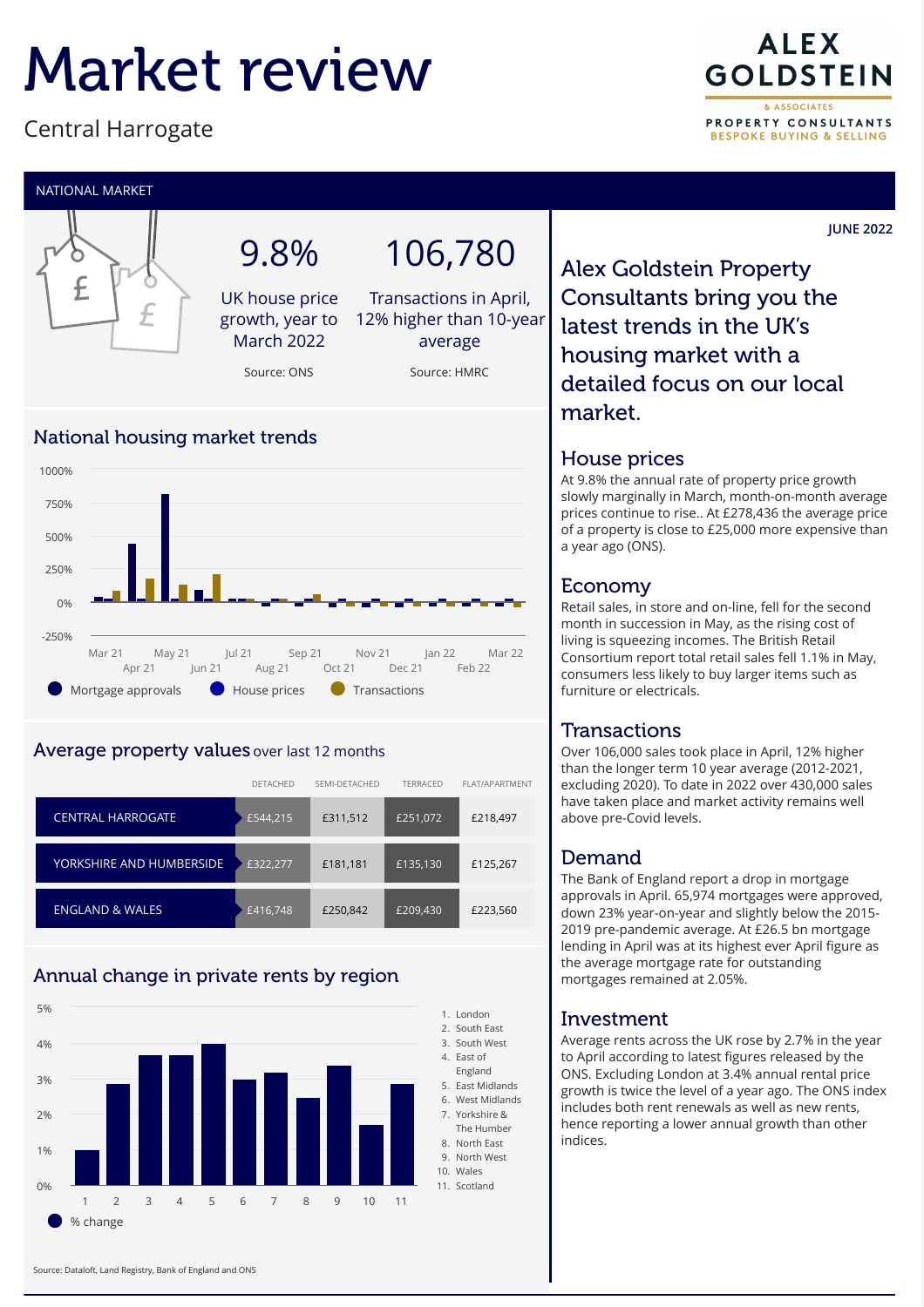# Market review

Central Harrogate

ALEX GOLDSTEIN & ASSOCIATES
PROPERTY CONSULTANTS
BESPOKE BUYING & SELLING

NATIONAL MARKET

## 9.8%

UK house price growth, year to March 2022

Source: ONS

## 106,780

Transactions in April, 12% higher than 10-year average

Source: HMRC

## National housing market trends

1000%
750%
500%
250%
0%
-250%

Mar 21
Apr 21
May 21
Jun 21
Jul 21
Aug 21
Sep 21
Oct 21
Nov 21
Dec 21
Jan 22
Feb 22
Mar 22

Mortgage approvals
House prices
Transactions

## Average property values over last 12 months

| | DETACHED | SEMI-DETACHED | TERRACED | FLAT/APARTMENT |
|---|---|---|---|---|
| CENTRAL HARROGATE | £544,215 | £311,512 | £251,072 | £218,497 |
| YORKSHIRE AND HUMBERSIDE | £322,277 | £181,181 | £135,130 | £125,267 |
| ENGLAND & WALES | £416,748 | £250,842 | £209,430 | £223,560 |

## Annual change in private rents by region

5%
4%
3%
2%
1%
0%

1 2 3 4 5 6 7 8 9 10 11

% change

1. London
2. South East
3. South West
4. East of England
5. East Midlands
6. West Midlands
7. Yorkshire & The Humber
8. North East
9. North West
10. Wales
11. Scotland

Source: Dataloft, Land Registry, Bank of England and ONS

**JUNE 2022**

## Alex Goldstein Property Consultants bring you the latest trends in the UK's housing market with a detailed focus on our local market.

### House prices

At 9.8% the annual rate of property price growth slowly marginally in March, month-on-month average prices continue to rise.. At £278,436 the average price of a property is close to £25,000 more expensive than a year ago (ONS).

### Economy

Retail sales, in store and on-line, fell for the second month in succession in May, as the rising cost of living is squeezing incomes. The British Retail Consortium report total retail sales fell 1.1% in May, consumers less likely to buy larger items such as furniture or electricals.

### Transactions

Over 106,000 sales took place in April, 12% higher than the longer term 10 year average (2012-2021, excluding 2020). To date in 2022 over 430,000 sales have taken place and market activity remains well above pre-Covid levels.

### Demand

The Bank of England report a drop in mortgage approvals in April. 65,974 mortgages were approved, down 23% year-on-year and slightly below the 2015-2019 pre-pandemic average. At £26.5 bn mortgage lending in April was at its highest ever April figure as the average mortgage rate for outstanding mortgages remained at 2.05%.

### Investment

Average rents across the UK rose by 2.7% in the year to April according to latest figures released by the ONS. Excluding London at 3.4% annual rental price growth is twice the level of a year ago. The ONS index includes both rent renewals as well as new rents, hence reporting a lower annual growth than other indices.